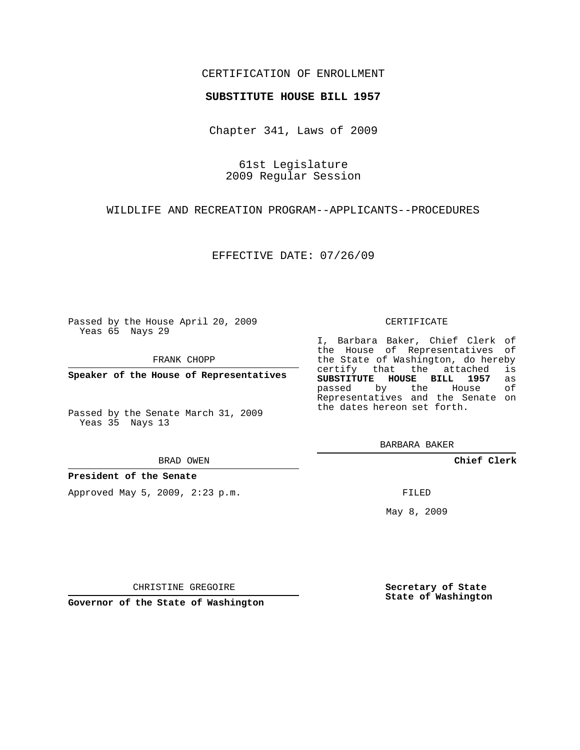CERTIFICATION OF ENROLLMENT

**SUBSTITUTE HOUSE BILL 1957**

Chapter 341, Laws of 2009

61st Legislature
2009 Regular Session

WILDLIFE AND RECREATION PROGRAM--APPLICANTS--PROCEDURES

EFFECTIVE DATE: 07/26/09

Passed by the House April 20, 2009
Yeas 65 Nays 29

FRANK CHOPP

**Speaker of the House of Representatives**

Passed by the Senate March 31, 2009
Yeas 35 Nays 13

BRAD OWEN

**President of the Senate**

Approved May 5, 2009, 2:23 p.m.

CHRISTINE GREGOIRE

**Governor of the State of Washington**

CERTIFICATE

I, Barbara Baker, Chief Clerk of the House of Representatives of the State of Washington, do hereby certify that the attached is **SUBSTITUTE HOUSE BILL 1957** as passed by the House of Representatives and the Senate on the dates hereon set forth.

BARBARA BAKER

**Chief Clerk**

FILED

May 8, 2009

**Secretary of State**
**State of Washington**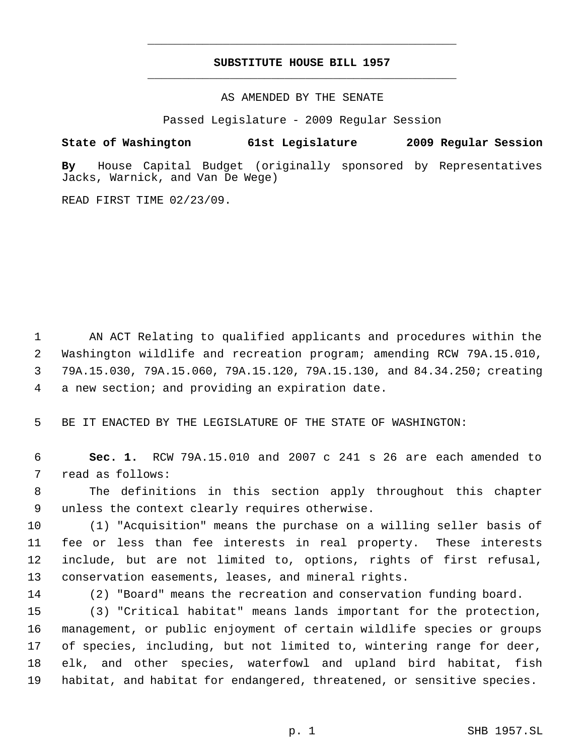# SUBSTITUTE HOUSE BILL 1957

AS AMENDED BY THE SENATE

Passed Legislature - 2009 Regular Session

**State of Washington 61st Legislature 2009 Regular Session**

**By** House Capital Budget (originally sponsored by Representatives Jacks, Warnick, and Van De Wege)

READ FIRST TIME 02/23/09.

AN ACT Relating to qualified applicants and procedures within the Washington wildlife and recreation program; amending RCW 79A.15.010, 79A.15.030, 79A.15.060, 79A.15.120, 79A.15.130, and 84.34.250; creating a new section; and providing an expiration date.

BE IT ENACTED BY THE LEGISLATURE OF THE STATE OF WASHINGTON:

**Sec. 1.** RCW 79A.15.010 and 2007 c 241 s 26 are each amended to read as follows:

The definitions in this section apply throughout this chapter unless the context clearly requires otherwise.

(1) "Acquisition" means the purchase on a willing seller basis of fee or less than fee interests in real property. These interests include, but are not limited to, options, rights of first refusal, conservation easements, leases, and mineral rights.

(2) "Board" means the recreation and conservation funding board.

(3) "Critical habitat" means lands important for the protection, management, or public enjoyment of certain wildlife species or groups of species, including, but not limited to, wintering range for deer, elk, and other species, waterfowl and upland bird habitat, fish habitat, and habitat for endangered, threatened, or sensitive species.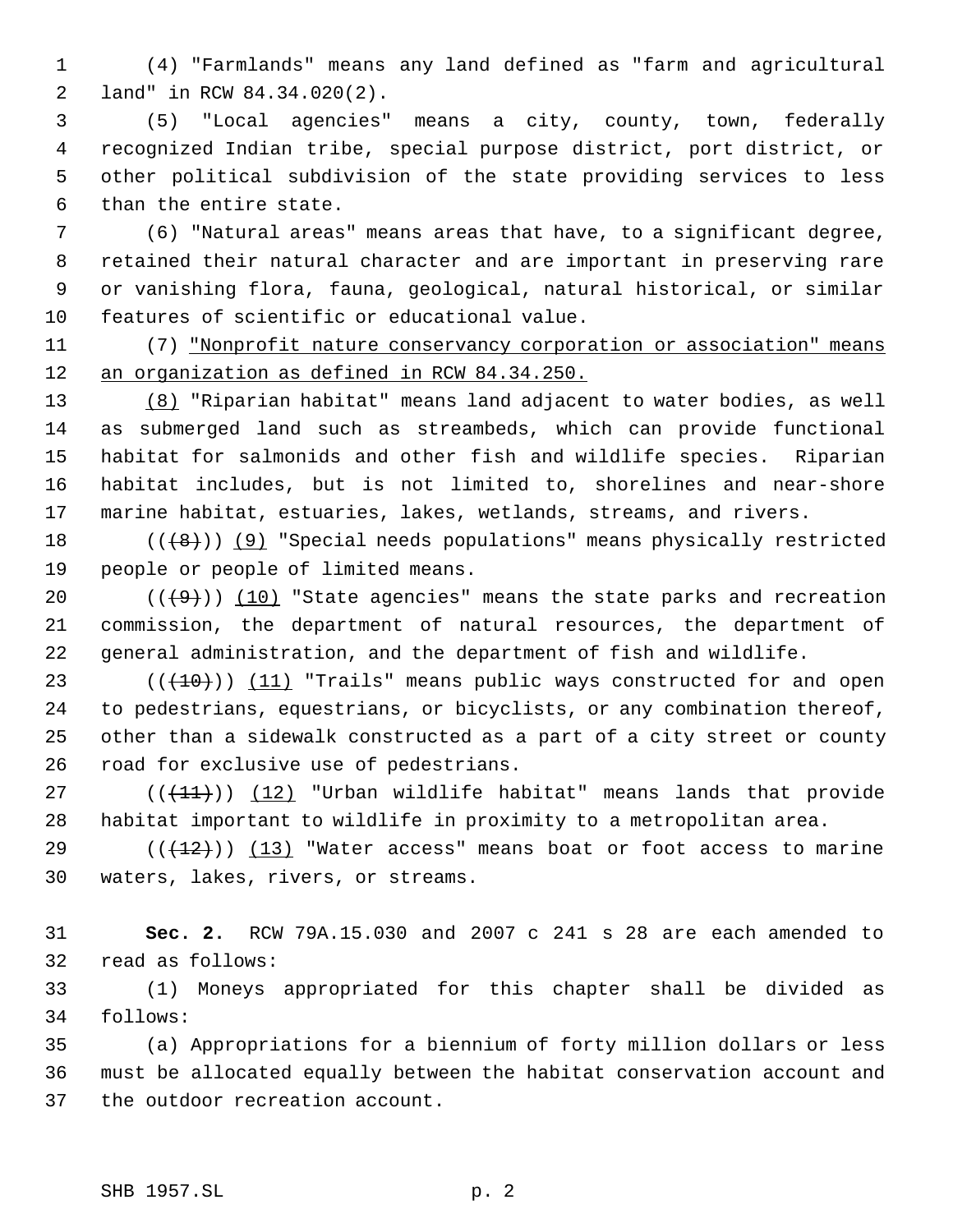(4) "Farmlands" means any land defined as "farm and agricultural land" in RCW 84.34.020(2).

(5) "Local agencies" means a city, county, town, federally recognized Indian tribe, special purpose district, port district, or other political subdivision of the state providing services to less than the entire state.

(6) "Natural areas" means areas that have, to a significant degree, retained their natural character and are important in preserving rare or vanishing flora, fauna, geological, natural historical, or similar features of scientific or educational value.

(7) <u>"Nonprofit nature conservancy corporation or association" means an organization as defined in RCW 84.34.250.</u>

<u>(8)</u> "Riparian habitat" means land adjacent to water bodies, as well as submerged land such as streambeds, which can provide functional habitat for salmonids and other fish and wildlife species. Riparian habitat includes, but is not limited to, shorelines and near-shore marine habitat, estuaries, lakes, wetlands, streams, and rivers.

((~~(8)~~)) <u>(9)</u> "Special needs populations" means physically restricted people or people of limited means.

((~~(9)~~)) <u>(10)</u> "State agencies" means the state parks and recreation commission, the department of natural resources, the department of general administration, and the department of fish and wildlife.

((~~(10)~~)) <u>(11)</u> "Trails" means public ways constructed for and open to pedestrians, equestrians, or bicyclists, or any combination thereof, other than a sidewalk constructed as a part of a city street or county road for exclusive use of pedestrians.

((~~(11)~~)) <u>(12)</u> "Urban wildlife habitat" means lands that provide habitat important to wildlife in proximity to a metropolitan area.

((~~(12)~~)) <u>(13)</u> "Water access" means boat or foot access to marine waters, lakes, rivers, or streams.

**Sec. 2.** RCW 79A.15.030 and 2007 c 241 s 28 are each amended to read as follows:

(1) Moneys appropriated for this chapter shall be divided as follows:

(a) Appropriations for a biennium of forty million dollars or less must be allocated equally between the habitat conservation account and the outdoor recreation account.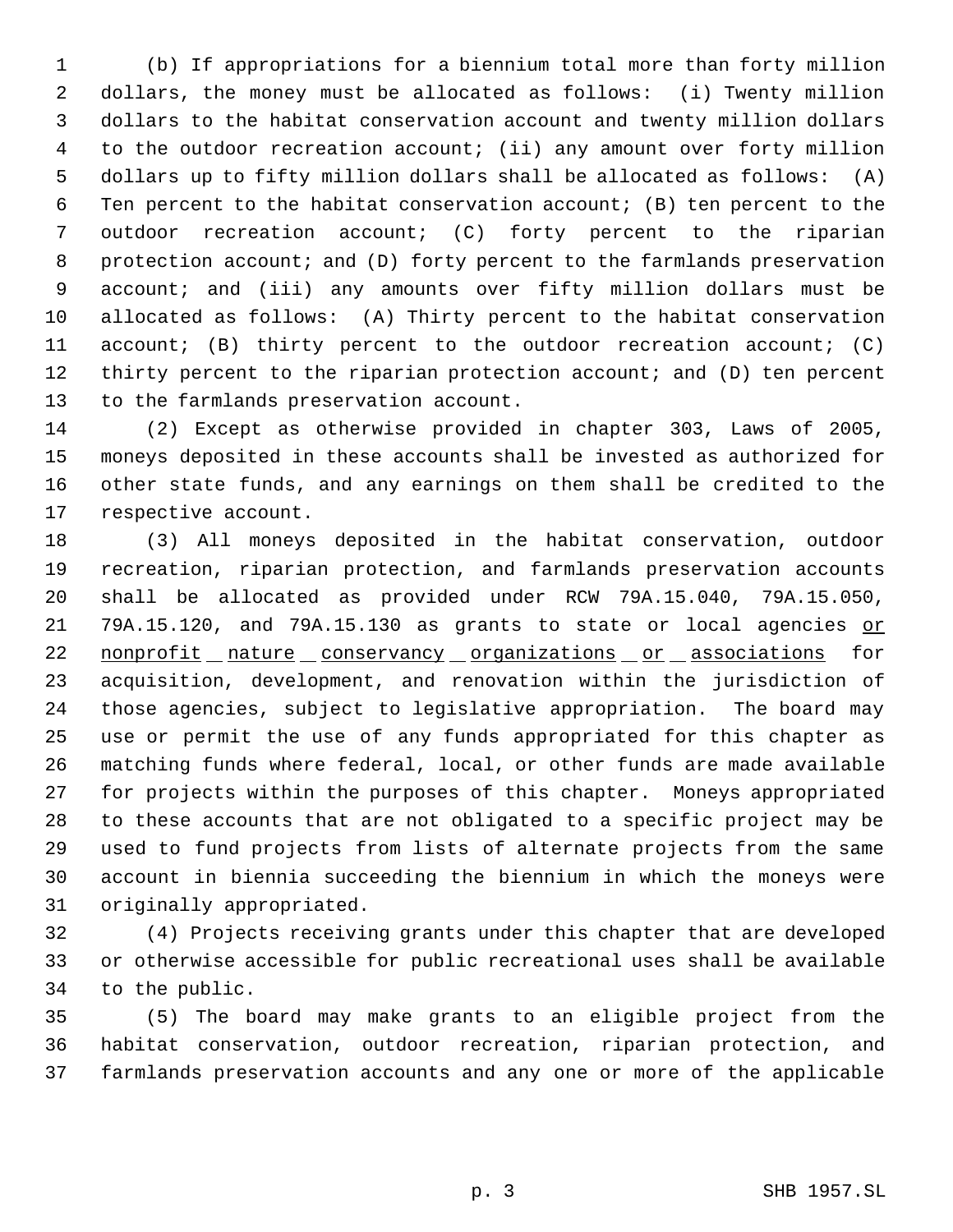(b) If appropriations for a biennium total more than forty million dollars, the money must be allocated as follows: (i) Twenty million dollars to the habitat conservation account and twenty million dollars to the outdoor recreation account; (ii) any amount over forty million dollars up to fifty million dollars shall be allocated as follows: (A) Ten percent to the habitat conservation account; (B) ten percent to the outdoor recreation account; (C) forty percent to the riparian protection account; and (D) forty percent to the farmlands preservation account; and (iii) any amounts over fifty million dollars must be allocated as follows: (A) Thirty percent to the habitat conservation account; (B) thirty percent to the outdoor recreation account; (C) thirty percent to the riparian protection account; and (D) ten percent to the farmlands preservation account.

(2) Except as otherwise provided in chapter 303, Laws of 2005, moneys deposited in these accounts shall be invested as authorized for other state funds, and any earnings on them shall be credited to the respective account.

(3) All moneys deposited in the habitat conservation, outdoor recreation, riparian protection, and farmlands preservation accounts shall be allocated as provided under RCW 79A.15.040, 79A.15.050, 79A.15.120, and 79A.15.130 as grants to state or local agencies <u>or nonprofit nature conservancy organizations or associations</u> for acquisition, development, and renovation within the jurisdiction of those agencies, subject to legislative appropriation. The board may use or permit the use of any funds appropriated for this chapter as matching funds where federal, local, or other funds are made available for projects within the purposes of this chapter. Moneys appropriated to these accounts that are not obligated to a specific project may be used to fund projects from lists of alternate projects from the same account in biennia succeeding the biennium in which the moneys were originally appropriated.

(4) Projects receiving grants under this chapter that are developed or otherwise accessible for public recreational uses shall be available to the public.

(5) The board may make grants to an eligible project from the habitat conservation, outdoor recreation, riparian protection, and farmlands preservation accounts and any one or more of the applicable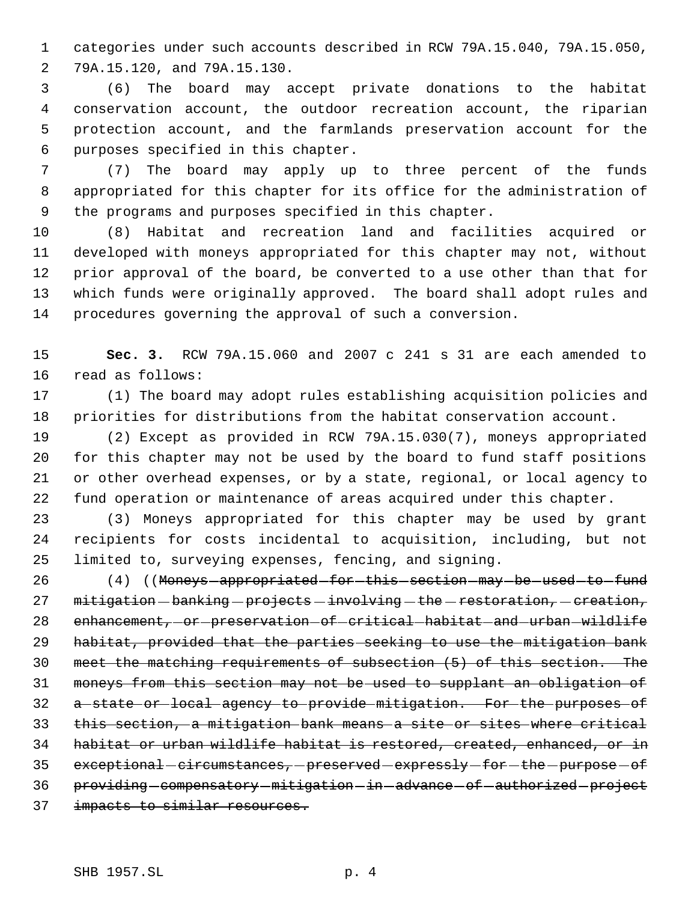categories under such accounts described in RCW 79A.15.040, 79A.15.050, 79A.15.120, and 79A.15.130.

(6) The board may accept private donations to the habitat conservation account, the outdoor recreation account, the riparian protection account, and the farmlands preservation account for the purposes specified in this chapter.

(7) The board may apply up to three percent of the funds appropriated for this chapter for its office for the administration of the programs and purposes specified in this chapter.

(8) Habitat and recreation land and facilities acquired or developed with moneys appropriated for this chapter may not, without prior approval of the board, be converted to a use other than that for which funds were originally approved. The board shall adopt rules and procedures governing the approval of such a conversion.

**Sec. 3.** RCW 79A.15.060 and 2007 c 241 s 31 are each amended to read as follows:

(1) The board may adopt rules establishing acquisition policies and priorities for distributions from the habitat conservation account.

(2) Except as provided in RCW 79A.15.030(7), moneys appropriated for this chapter may not be used by the board to fund staff positions or other overhead expenses, or by a state, regional, or local agency to fund operation or maintenance of areas acquired under this chapter.

(3) Moneys appropriated for this chapter may be used by grant recipients for costs incidental to acquisition, including, but not limited to, surveying expenses, fencing, and signing.

(4) ((~~Moneys appropriated for this section may be used to fund mitigation banking projects involving the restoration, creation, enhancement, or preservation of critical habitat and urban wildlife habitat, provided that the parties seeking to use the mitigation bank meet the matching requirements of subsection (5) of this section. The moneys from this section may not be used to supplant an obligation of a state or local agency to provide mitigation. For the purposes of this section, a mitigation bank means a site or sites where critical habitat or urban wildlife habitat is restored, created, enhanced, or in exceptional circumstances, preserved expressly for the purpose of providing compensatory mitigation in advance of authorized project impacts to similar resources.~~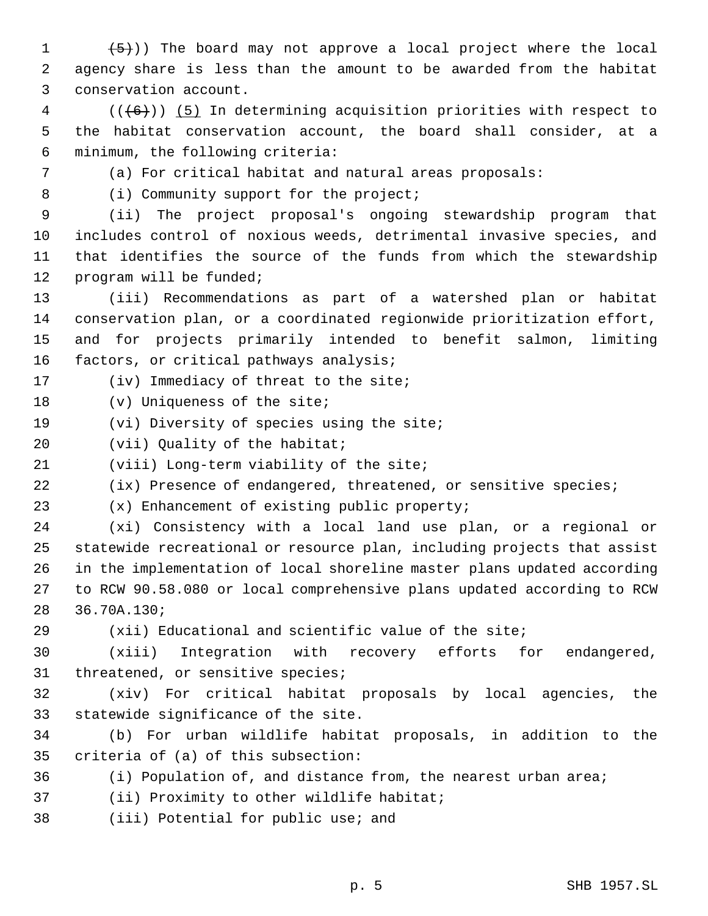~~(5)~~)) The board may not approve a local project where the local agency share is less than the amount to be awarded from the habitat conservation account.

((~~(6)~~)) <u>(5)</u> In determining acquisition priorities with respect to the habitat conservation account, the board shall consider, at a minimum, the following criteria:

(a) For critical habitat and natural areas proposals:

(i) Community support for the project;

(ii) The project proposal's ongoing stewardship program that includes control of noxious weeds, detrimental invasive species, and that identifies the source of the funds from which the stewardship program will be funded;

(iii) Recommendations as part of a watershed plan or habitat conservation plan, or a coordinated regionwide prioritization effort, and for projects primarily intended to benefit salmon, limiting factors, or critical pathways analysis;

(iv) Immediacy of threat to the site;

(v) Uniqueness of the site;

(vi) Diversity of species using the site;

(vii) Quality of the habitat;

(viii) Long-term viability of the site;

(ix) Presence of endangered, threatened, or sensitive species;

(x) Enhancement of existing public property;

(xi) Consistency with a local land use plan, or a regional or statewide recreational or resource plan, including projects that assist in the implementation of local shoreline master plans updated according to RCW 90.58.080 or local comprehensive plans updated according to RCW 36.70A.130;

(xii) Educational and scientific value of the site;

(xiii) Integration with recovery efforts for endangered, threatened, or sensitive species;

(xiv) For critical habitat proposals by local agencies, the statewide significance of the site.

(b) For urban wildlife habitat proposals, in addition to the criteria of (a) of this subsection:

(i) Population of, and distance from, the nearest urban area;

(ii) Proximity to other wildlife habitat;

(iii) Potential for public use; and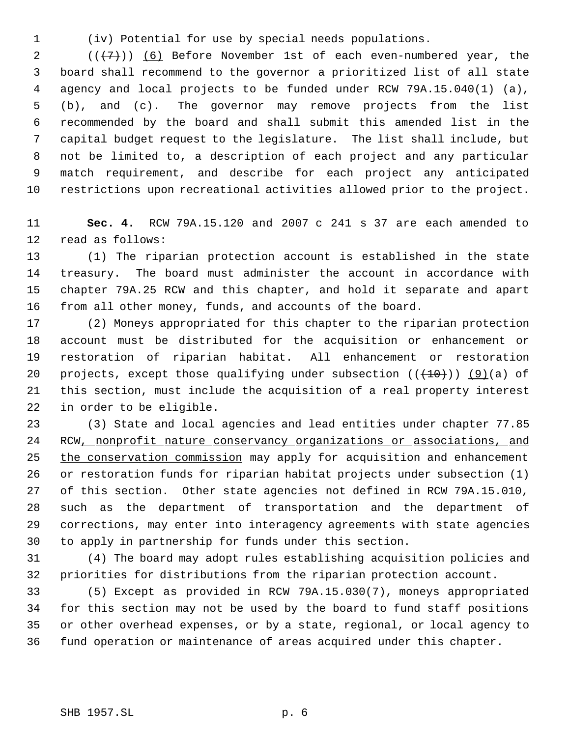(iv) Potential for use by special needs populations.

~~((~~(7)~~))~~ (6) Before November 1st of each even-numbered year, the board shall recommend to the governor a prioritized list of all state agency and local projects to be funded under RCW 79A.15.040(1) (a), (b), and (c). The governor may remove projects from the list recommended by the board and shall submit this amended list in the capital budget request to the legislature. The list shall include, but not be limited to, a description of each project and any particular match requirement, and describe for each project any anticipated restrictions upon recreational activities allowed prior to the project.

**Sec. 4.** RCW 79A.15.120 and 2007 c 241 s 37 are each amended to read as follows:

(1) The riparian protection account is established in the state treasury. The board must administer the account in accordance with chapter 79A.25 RCW and this chapter, and hold it separate and apart from all other money, funds, and accounts of the board.

(2) Moneys appropriated for this chapter to the riparian protection account must be distributed for the acquisition or enhancement or restoration of riparian habitat. All enhancement or restoration projects, except those qualifying under subsection ((~~(10)~~)) (9)(a) of this section, must include the acquisition of a real property interest in order to be eligible.

(3) State and local agencies and lead entities under chapter 77.85 RCW, nonprofit nature conservancy organizations or associations, and the conservation commission may apply for acquisition and enhancement or restoration funds for riparian habitat projects under subsection (1) of this section. Other state agencies not defined in RCW 79A.15.010, such as the department of transportation and the department of corrections, may enter into interagency agreements with state agencies to apply in partnership for funds under this section.

(4) The board may adopt rules establishing acquisition policies and priorities for distributions from the riparian protection account.

(5) Except as provided in RCW 79A.15.030(7), moneys appropriated for this section may not be used by the board to fund staff positions or other overhead expenses, or by a state, regional, or local agency to fund operation or maintenance of areas acquired under this chapter.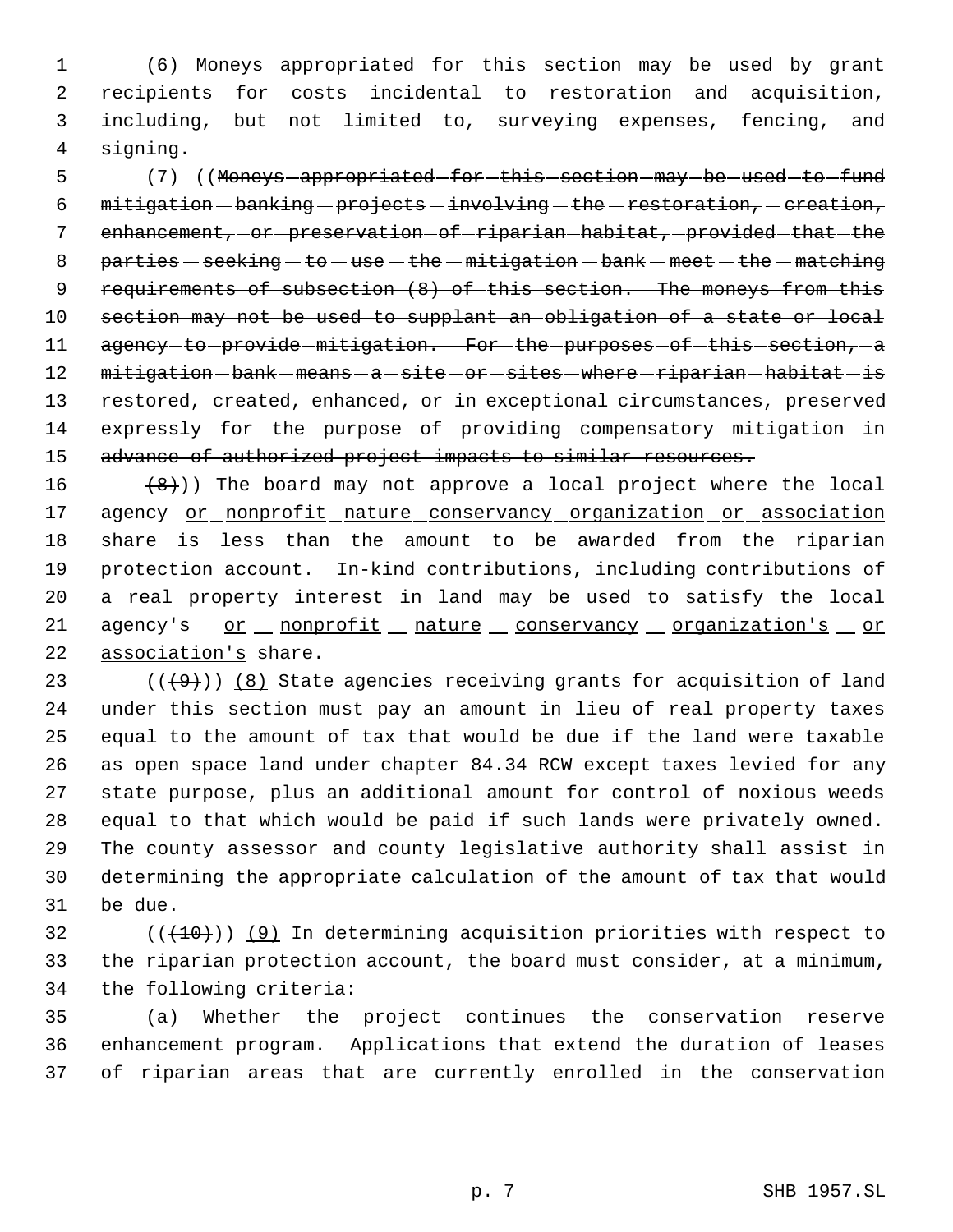(6) Moneys appropriated for this section may be used by grant recipients for costs incidental to restoration and acquisition, including, but not limited to, surveying expenses, fencing, and signing.

(7) ((~~Moneys appropriated for this section may be used to fund mitigation banking projects involving the restoration, creation, enhancement, or preservation of riparian habitat, provided that the parties seeking to use the mitigation bank meet the matching requirements of subsection (8) of this section. The moneys from this section may not be used to supplant an obligation of a state or local agency to provide mitigation. For the purposes of this section, a mitigation bank means a site or sites where riparian habitat is restored, created, enhanced, or in exceptional circumstances, preserved expressly for the purpose of providing compensatory mitigation in advance of authorized project impacts to similar resources.~~

~~(8)~~)) The board may not approve a local project where the local agency <u>or nonprofit nature conservancy organization or association</u> share is less than the amount to be awarded from the riparian protection account. In-kind contributions, including contributions of a real property interest in land may be used to satisfy the local agency's <u>or nonprofit nature conservancy organization's or association's</u> share.

((~~(9)~~)) <u>(8)</u> State agencies receiving grants for acquisition of land under this section must pay an amount in lieu of real property taxes equal to the amount of tax that would be due if the land were taxable as open space land under chapter 84.34 RCW except taxes levied for any state purpose, plus an additional amount for control of noxious weeds equal to that which would be paid if such lands were privately owned. The county assessor and county legislative authority shall assist in determining the appropriate calculation of the amount of tax that would be due.

((~~(10)~~)) <u>(9)</u> In determining acquisition priorities with respect to the riparian protection account, the board must consider, at a minimum, the following criteria:

(a) Whether the project continues the conservation reserve enhancement program. Applications that extend the duration of leases of riparian areas that are currently enrolled in the conservation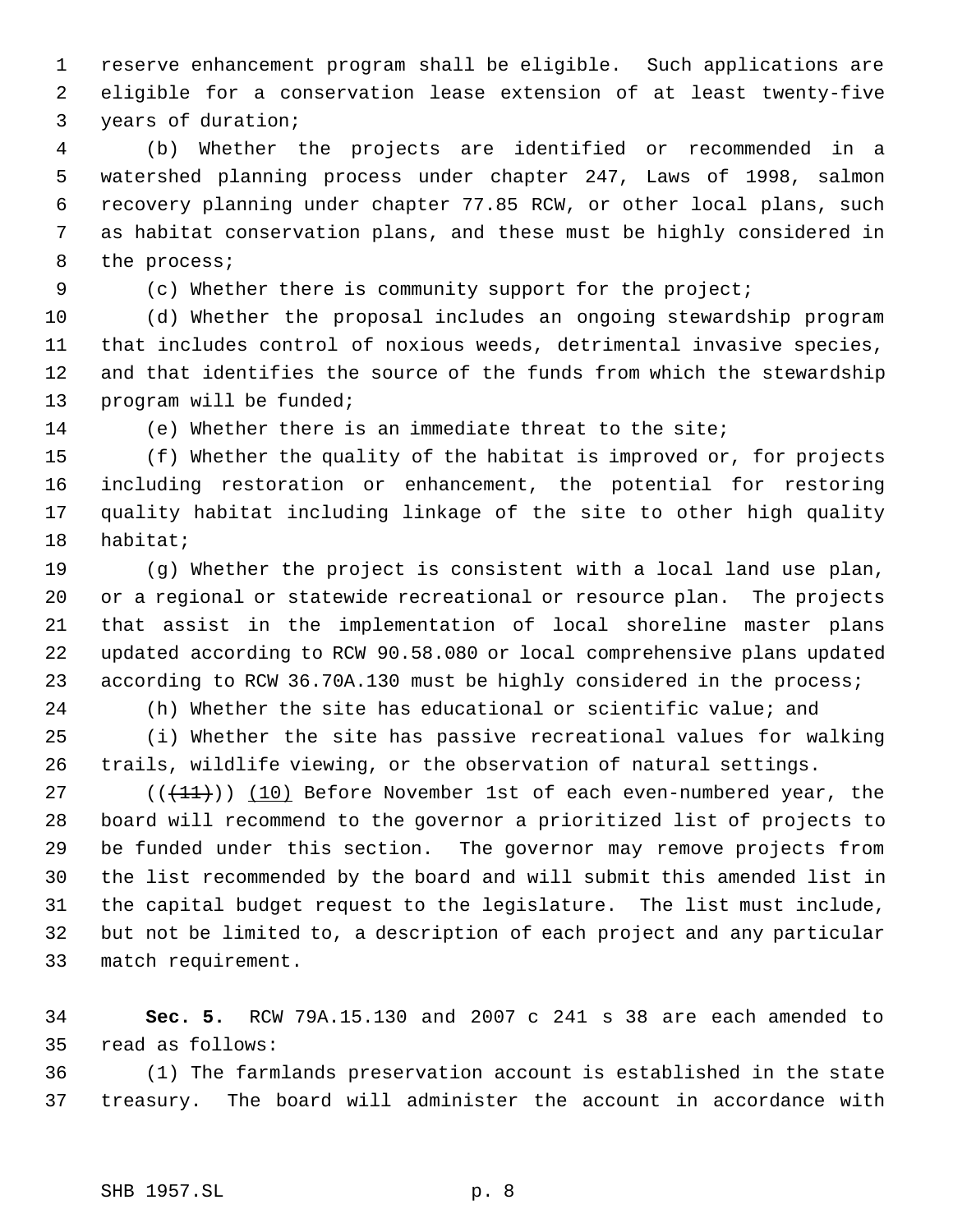reserve enhancement program shall be eligible. Such applications are eligible for a conservation lease extension of at least twenty-five years of duration;

(b) Whether the projects are identified or recommended in a watershed planning process under chapter 247, Laws of 1998, salmon recovery planning under chapter 77.85 RCW, or other local plans, such as habitat conservation plans, and these must be highly considered in the process;

(c) Whether there is community support for the project;

(d) Whether the proposal includes an ongoing stewardship program that includes control of noxious weeds, detrimental invasive species, and that identifies the source of the funds from which the stewardship program will be funded;

(e) Whether there is an immediate threat to the site;

(f) Whether the quality of the habitat is improved or, for projects including restoration or enhancement, the potential for restoring quality habitat including linkage of the site to other high quality habitat;

(g) Whether the project is consistent with a local land use plan, or a regional or statewide recreational or resource plan. The projects that assist in the implementation of local shoreline master plans updated according to RCW 90.58.080 or local comprehensive plans updated according to RCW 36.70A.130 must be highly considered in the process;

(h) Whether the site has educational or scientific value; and

(i) Whether the site has passive recreational values for walking trails, wildlife viewing, or the observation of natural settings.

((~~(11)~~)) <u>(10)</u> Before November 1st of each even-numbered year, the board will recommend to the governor a prioritized list of projects to be funded under this section. The governor may remove projects from the list recommended by the board and will submit this amended list in the capital budget request to the legislature. The list must include, but not be limited to, a description of each project and any particular match requirement.

**Sec. 5.** RCW 79A.15.130 and 2007 c 241 s 38 are each amended to read as follows:

(1) The farmlands preservation account is established in the state treasury. The board will administer the account in accordance with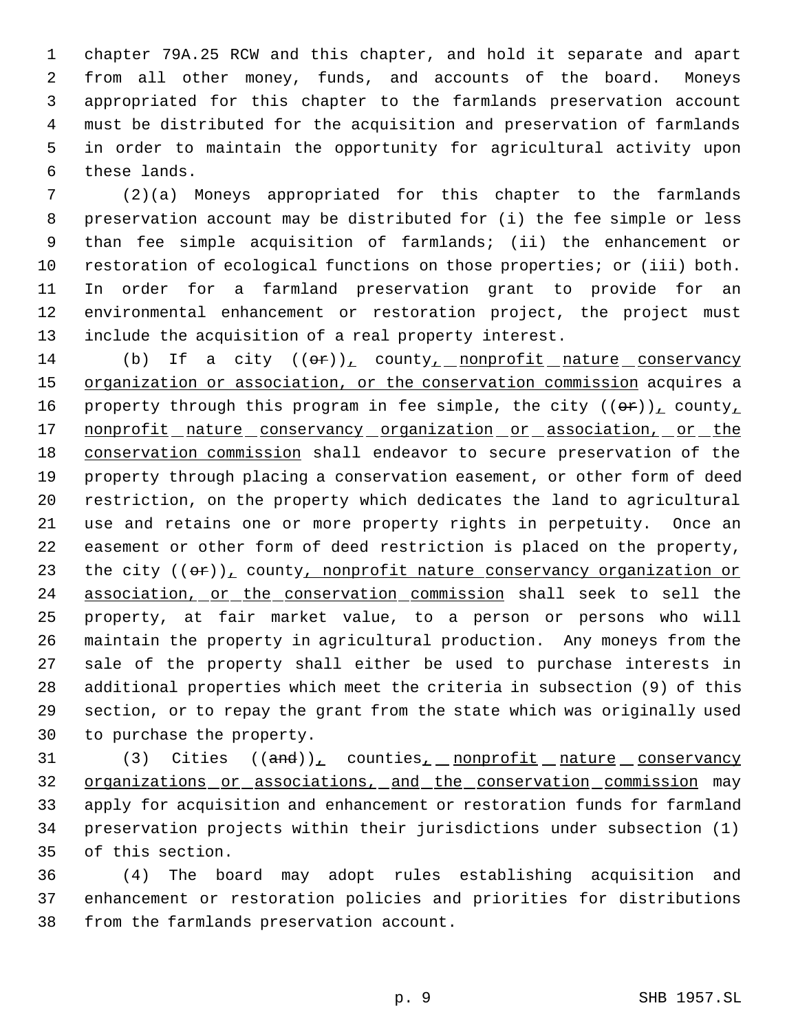chapter 79A.25 RCW and this chapter, and hold it separate and apart from all other money, funds, and accounts of the board. Moneys appropriated for this chapter to the farmlands preservation account must be distributed for the acquisition and preservation of farmlands in order to maintain the opportunity for agricultural activity upon these lands.

(2)(a) Moneys appropriated for this chapter to the farmlands preservation account may be distributed for (i) the fee simple or less than fee simple acquisition of farmlands; (ii) the enhancement or restoration of ecological functions on those properties; or (iii) both. In order for a farmland preservation grant to provide for an environmental enhancement or restoration project, the project must include the acquisition of a real property interest.

(b) If a city ((~~or~~)), county, nonprofit nature conservancy organization or association, or the conservation commission acquires a property through this program in fee simple, the city ((~~or~~)), county, nonprofit nature conservancy organization or association, or the conservation commission shall endeavor to secure preservation of the property through placing a conservation easement, or other form of deed restriction, on the property which dedicates the land to agricultural use and retains one or more property rights in perpetuity. Once an easement or other form of deed restriction is placed on the property, the city ((~~or~~)), county, nonprofit nature conservancy organization or association, or the conservation commission shall seek to sell the property, at fair market value, to a person or persons who will maintain the property in agricultural production. Any moneys from the sale of the property shall either be used to purchase interests in additional properties which meet the criteria in subsection (9) of this section, or to repay the grant from the state which was originally used to purchase the property.

(3) Cities ((~~and~~)), counties, nonprofit nature conservancy organizations or associations, and the conservation commission may apply for acquisition and enhancement or restoration funds for farmland preservation projects within their jurisdictions under subsection (1) of this section.

(4) The board may adopt rules establishing acquisition and enhancement or restoration policies and priorities for distributions from the farmlands preservation account.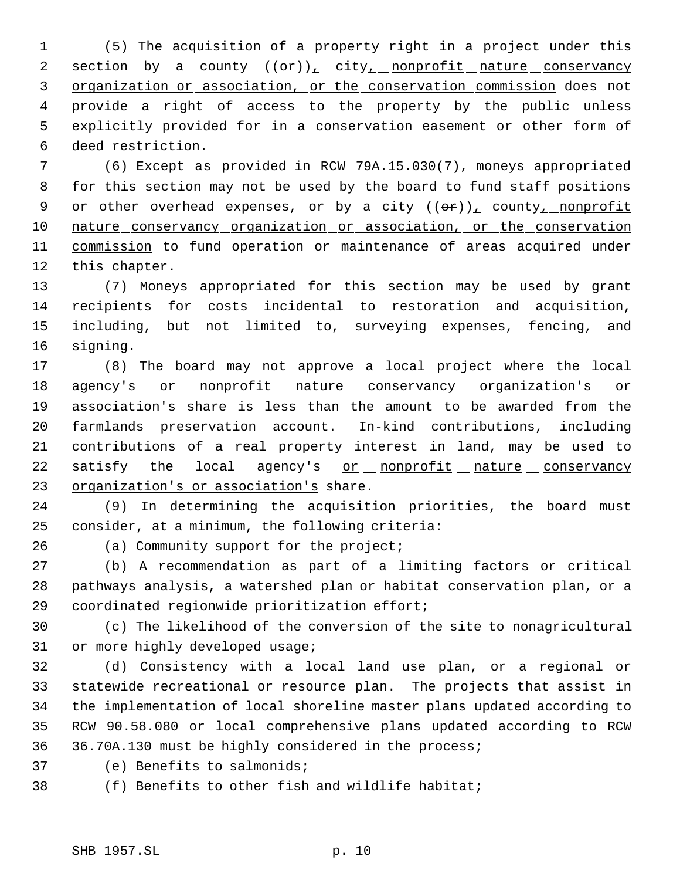(5) The acquisition of a property right in a project under this section by a county ((~~or~~)), city, nonprofit nature conservancy organization or association, or the conservation commission does not provide a right of access to the property by the public unless explicitly provided for in a conservation easement or other form of deed restriction.

(6) Except as provided in RCW 79A.15.030(7), moneys appropriated for this section may not be used by the board to fund staff positions or other overhead expenses, or by a city ((~~or~~)), county, nonprofit nature conservancy organization or association, or the conservation commission to fund operation or maintenance of areas acquired under this chapter.

(7) Moneys appropriated for this section may be used by grant recipients for costs incidental to restoration and acquisition, including, but not limited to, surveying expenses, fencing, and signing.

(8) The board may not approve a local project where the local agency's or nonprofit nature conservancy organization's or association's share is less than the amount to be awarded from the farmlands preservation account. In-kind contributions, including contributions of a real property interest in land, may be used to satisfy the local agency's or nonprofit nature conservancy organization's or association's share.

(9) In determining the acquisition priorities, the board must consider, at a minimum, the following criteria:

(a) Community support for the project;

(b) A recommendation as part of a limiting factors or critical pathways analysis, a watershed plan or habitat conservation plan, or a coordinated regionwide prioritization effort;

(c) The likelihood of the conversion of the site to nonagricultural or more highly developed usage;

(d) Consistency with a local land use plan, or a regional or statewide recreational or resource plan. The projects that assist in the implementation of local shoreline master plans updated according to RCW 90.58.080 or local comprehensive plans updated according to RCW 36.70A.130 must be highly considered in the process;

(e) Benefits to salmonids;

(f) Benefits to other fish and wildlife habitat;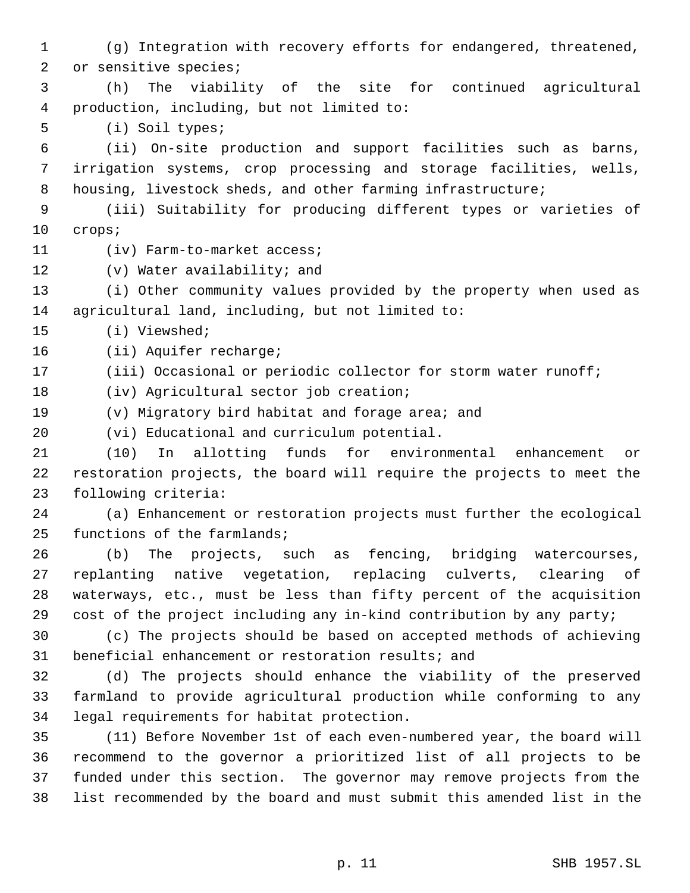(g) Integration with recovery efforts for endangered, threatened, or sensitive species;

(h) The viability of the site for continued agricultural production, including, but not limited to:

(i) Soil types;

(ii) On-site production and support facilities such as barns, irrigation systems, crop processing and storage facilities, wells, housing, livestock sheds, and other farming infrastructure;

(iii) Suitability for producing different types or varieties of crops;

(iv) Farm-to-market access;

(v) Water availability; and

(i) Other community values provided by the property when used as agricultural land, including, but not limited to:

(i) Viewshed;

(ii) Aquifer recharge;

(iii) Occasional or periodic collector for storm water runoff;

(iv) Agricultural sector job creation;

(v) Migratory bird habitat and forage area; and

(vi) Educational and curriculum potential.

(10) In allotting funds for environmental enhancement or restoration projects, the board will require the projects to meet the following criteria:

(a) Enhancement or restoration projects must further the ecological functions of the farmlands;

(b) The projects, such as fencing, bridging watercourses, replanting native vegetation, replacing culverts, clearing of waterways, etc., must be less than fifty percent of the acquisition cost of the project including any in-kind contribution by any party;

(c) The projects should be based on accepted methods of achieving beneficial enhancement or restoration results; and

(d) The projects should enhance the viability of the preserved farmland to provide agricultural production while conforming to any legal requirements for habitat protection.

(11) Before November 1st of each even-numbered year, the board will recommend to the governor a prioritized list of all projects to be funded under this section. The governor may remove projects from the list recommended by the board and must submit this amended list in the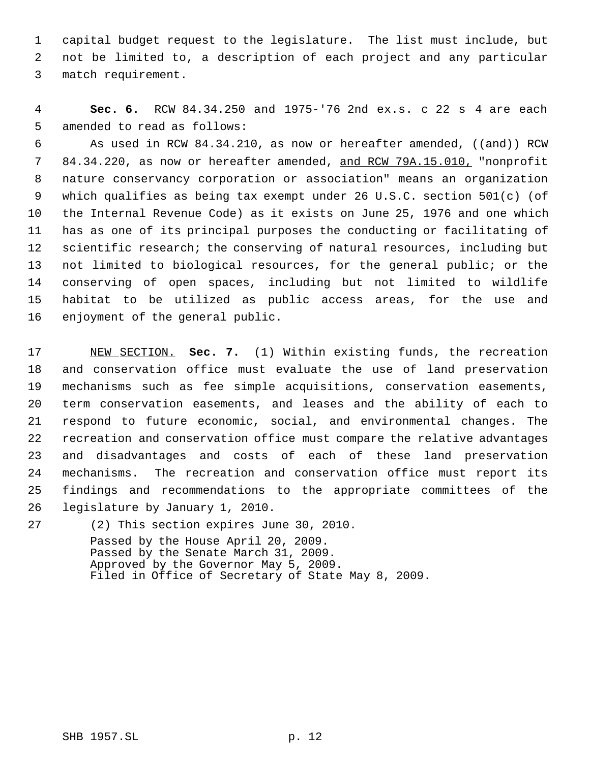capital budget request to the legislature. The list must include, but not be limited to, a description of each project and any particular match requirement.

**Sec. 6.** RCW 84.34.250 and 1975-'76 2nd ex.s. c 22 s 4 are each amended to read as follows:

As used in RCW 84.34.210, as now or hereafter amended, ((~~and~~)) RCW 84.34.220, as now or hereafter amended, <u>and RCW 79A.15.010,</u> "nonprofit nature conservancy corporation or association" means an organization which qualifies as being tax exempt under 26 U.S.C. section 501(c) (of the Internal Revenue Code) as it exists on June 25, 1976 and one which has as one of its principal purposes the conducting or facilitating of scientific research; the conserving of natural resources, including but not limited to biological resources, for the general public; or the conserving of open spaces, including but not limited to wildlife habitat to be utilized as public access areas, for the use and enjoyment of the general public.

<u>NEW SECTION.</u> **Sec. 7.** (1) Within existing funds, the recreation and conservation office must evaluate the use of land preservation mechanisms such as fee simple acquisitions, conservation easements, term conservation easements, and leases and the ability of each to respond to future economic, social, and environmental changes. The recreation and conservation office must compare the relative advantages and disadvantages and costs of each of these land preservation mechanisms. The recreation and conservation office must report its findings and recommendations to the appropriate committees of the legislature by January 1, 2010.

(2) This section expires June 30, 2010.

Passed by the House April 20, 2009.
Passed by the Senate March 31, 2009.
Approved by the Governor May 5, 2009.
Filed in Office of Secretary of State May 8, 2009.